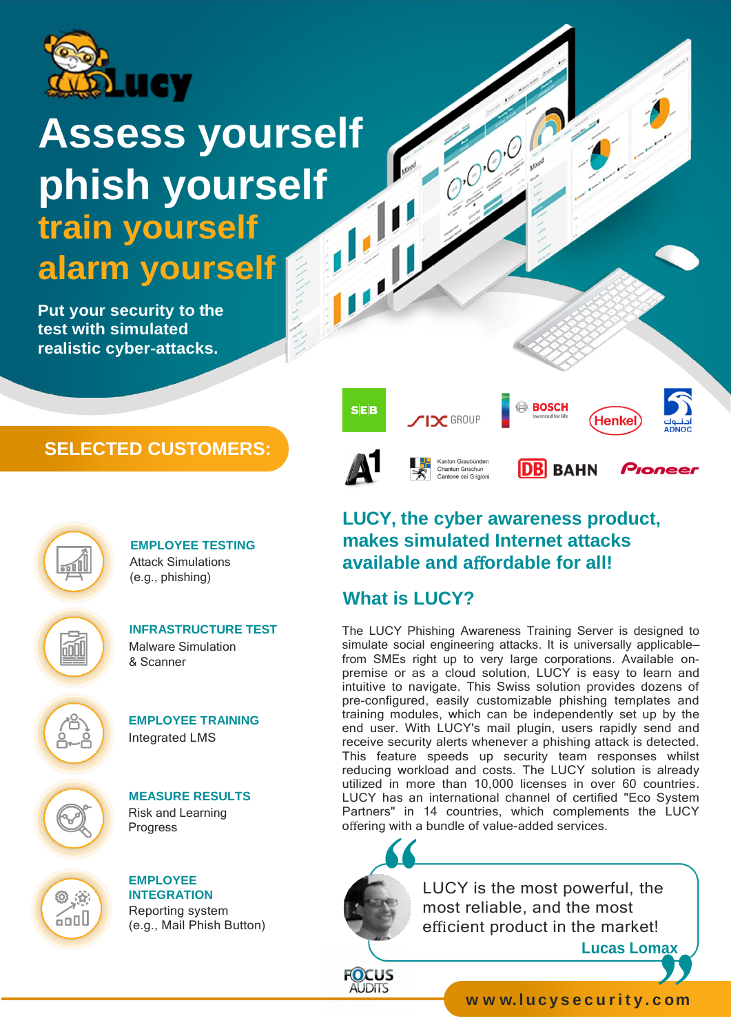# Assess yourself phish yourself

## train yourself alarm yourself

**Put your security to the test with simulated realistic cyber-attacks.**

## SELECTED CUSTOMERS:

SEB, SIX GROUP, BOSCH, Henkel, ADNOC, A1, Kanton Graubünden / Chantun Grischun / Cantone dei Grigioni, DB BAHN, Pioneer

**EMPLOYEE TESTING**
Attack Simulations
(e.g., phishing)

**INFRASTRUCTURE TEST**
Malware Simulation
& Scanner

**EMPLOYEE TRAINING**
Integrated LMS

**MEASURE RESULTS**
Risk and Learning
Progress

**EMPLOYEE INTEGRATION**
Reporting system
(e.g., Mail Phish Button)

## LUCY, the cyber awareness product, makes simulated Internet attacks available and affordable for all!

### What is LUCY?

The LUCY Phishing Awareness Training Server is designed to simulate social engineering attacks. It is universally applicable– from SMEs right up to very large corporations. Available on-premise or as a cloud solution, LUCY is easy to learn and intuitive to navigate. This Swiss solution provides dozens of pre-configured, easily customizable phishing templates and training modules, which can be independently set up by the end user. With LUCY's mail plugin, users rapidly send and receive security alerts whenever a phishing attack is detected. This feature speeds up security team responses whilst reducing workload and costs. The LUCY solution is already utilized in more than 10,000 licenses in over 60 countries. LUCY has an international channel of certified "Eco System Partners" in 14 countries, which complements the LUCY offering with a bundle of value-added services.

> LUCY is the most powerful, the most reliable, and the most efficient product in the market!
>
> **Lucas Lomax**

FOCUS AUDITS

www.lucysecurity.com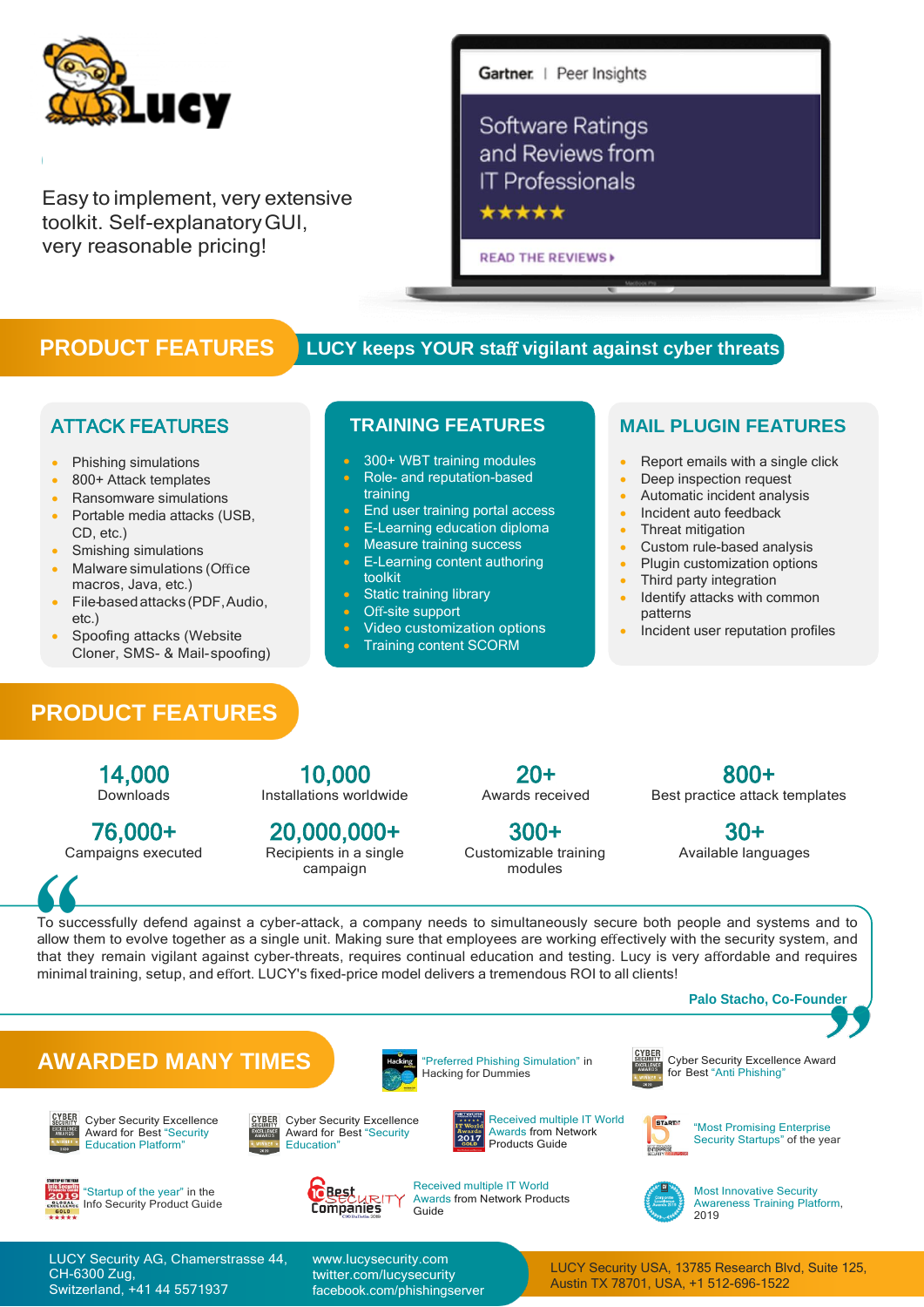Lucy

Easy to implement, very extensive toolkit. Self-explanatory GUI, very reasonable pricing!

Gartner | Peer Insights

Software Ratings and Reviews from IT Professionals

★★★★★

READ THE REVIEWS ▸

## PRODUCT FEATURES

**LUCY keeps YOUR staff vigilant against cyber threats**

### ATTACK FEATURES

- Phishing simulations
- 800+ Attack templates
- Ransomware simulations
- Portable media attacks (USB, CD, etc.)
- Smishing simulations
- Malware simulations (Office macros, Java, etc.)
- File-based attacks (PDF, Audio, etc.)
- Spoofing attacks (Website Cloner, SMS- & Mail-spoofing)

### TRAINING FEATURES

- 300+ WBT training modules
- Role- and reputation-based training
- End user training portal access
- E-Learning education diploma
- Measure training success
- E-Learning content authoring toolkit
- Static training library
- Off-site support
- Video customization options
- Training content SCORM

### MAIL PLUGIN FEATURES

- Report emails with a single click
- Deep inspection request
- Automatic incident analysis
- Incident auto feedback
- Threat mitigation
- Custom rule-based analysis
- Plugin customization options
- Third party integration
- Identify attacks with common patterns
- Incident user reputation profiles

## PRODUCT FEATURES

**14,000**
Downloads

**10,000**
Installations worldwide

**20+**
Awards received

**800+**
Best practice attack templates

**76,000+**
Campaigns executed

**20,000,000+**
Recipients in a single campaign

**300+**
Customizable training modules

**30+**
Available languages

> To successfully defend against a cyber-attack, a company needs to simultaneously secure both people and systems and to allow them to evolve together as a single unit. Making sure that employees are working effectively with the security system, and that they remain vigilant against cyber-threats, requires continual education and testing. Lucy is very affordable and requires minimal training, setup, and effort. LUCY's fixed-price model delivers a tremendous ROI to all clients!
>
> **Palo Stacho, Co-Founder**

## AWARDED MANY TIMES

- "Preferred Phishing Simulation" in Hacking for Dummies
- Cyber Security Excellence Award for Best "Anti Phishing"
- Cyber Security Excellence Award for Best "Security Education Platform"
- Cyber Security Excellence Award for Best "Security Education"
- Received multiple IT World Awards from Network Products Guide
- "Most Promising Enterprise Security Startups" of the year
- "Startup of the year" in the Info Security Product Guide
- Received multiple IT World Awards from Network Products Guide
- Most Innovative Security Awareness Training Platform, 2019

LUCY Security AG, Chamerstrasse 44, CH-6300 Zug, Switzerland, +41 44 5571937

www.lucysecurity.com
twitter.com/lucysecurity
facebook.com/phishingserver

LUCY Security USA, 13785 Research Blvd, Suite 125, Austin TX 78701, USA, +1 512-696-1522